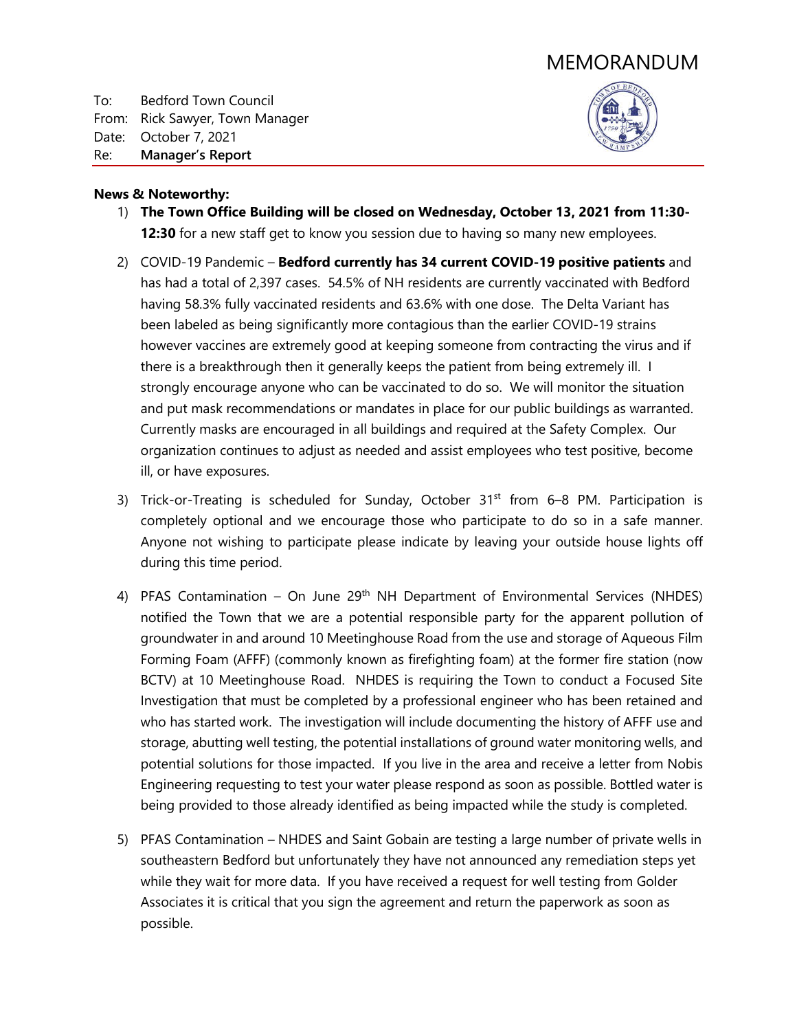# MEMORANDUM

To: Bedford Town Council
From: Rick Sawyer, Town Manager
Date: October 7, 2021
Re: **Manager's Report**

**News & Noteworthy:**

1) **The Town Office Building will be closed on Wednesday, October 13, 2021 from 11:30-12:30** for a new staff get to know you session due to having so many new employees.

2) COVID-19 Pandemic – **Bedford currently has 34 current COVID-19 positive patients** and has had a total of 2,397 cases. 54.5% of NH residents are currently vaccinated with Bedford having 58.3% fully vaccinated residents and 63.6% with one dose. The Delta Variant has been labeled as being significantly more contagious than the earlier COVID-19 strains however vaccines are extremely good at keeping someone from contracting the virus and if there is a breakthrough then it generally keeps the patient from being extremely ill. I strongly encourage anyone who can be vaccinated to do so. We will monitor the situation and put mask recommendations or mandates in place for our public buildings as warranted. Currently masks are encouraged in all buildings and required at the Safety Complex. Our organization continues to adjust as needed and assist employees who test positive, become ill, or have exposures.

3) Trick-or-Treating is scheduled for Sunday, October 31st from 6–8 PM. Participation is completely optional and we encourage those who participate to do so in a safe manner. Anyone not wishing to participate please indicate by leaving your outside house lights off during this time period.

4) PFAS Contamination – On June 29th NH Department of Environmental Services (NHDES) notified the Town that we are a potential responsible party for the apparent pollution of groundwater in and around 10 Meetinghouse Road from the use and storage of Aqueous Film Forming Foam (AFFF) (commonly known as firefighting foam) at the former fire station (now BCTV) at 10 Meetinghouse Road. NHDES is requiring the Town to conduct a Focused Site Investigation that must be completed by a professional engineer who has been retained and who has started work. The investigation will include documenting the history of AFFF use and storage, abutting well testing, the potential installations of ground water monitoring wells, and potential solutions for those impacted. If you live in the area and receive a letter from Nobis Engineering requesting to test your water please respond as soon as possible. Bottled water is being provided to those already identified as being impacted while the study is completed.

5) PFAS Contamination – NHDES and Saint Gobain are testing a large number of private wells in southeastern Bedford but unfortunately they have not announced any remediation steps yet while they wait for more data. If you have received a request for well testing from Golder Associates it is critical that you sign the agreement and return the paperwork as soon as possible.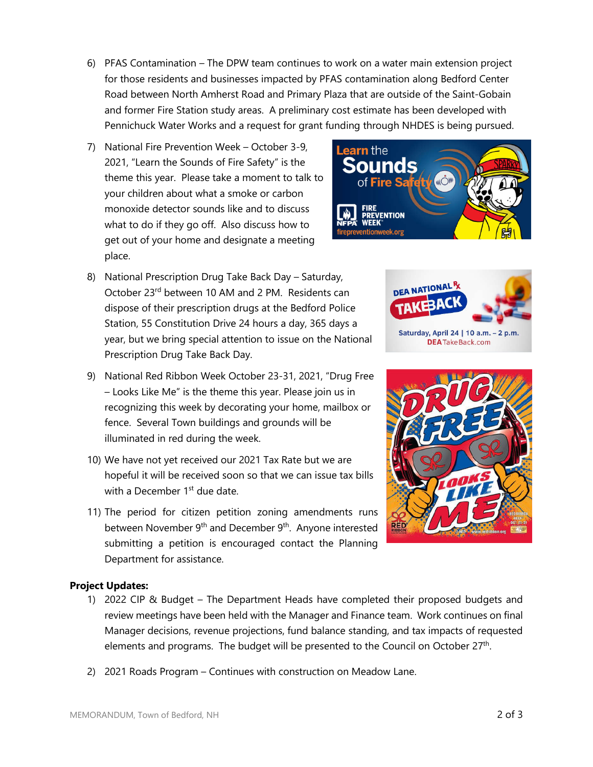6) PFAS Contamination – The DPW team continues to work on a water main extension project for those residents and businesses impacted by PFAS contamination along Bedford Center Road between North Amherst Road and Primary Plaza that are outside of the Saint-Gobain and former Fire Station study areas. A preliminary cost estimate has been developed with Pennichuck Water Works and a request for grant funding through NHDES is being pursued.

7) National Fire Prevention Week – October 3-9, 2021, "Learn the Sounds of Fire Safety" is the theme this year. Please take a moment to talk to your children about what a smoke or carbon monoxide detector sounds like and to discuss what to do if they go off. Also discuss how to get out of your home and designate a meeting place.

8) National Prescription Drug Take Back Day – Saturday, October 23rd between 10 AM and 2 PM. Residents can dispose of their prescription drugs at the Bedford Police Station, 55 Constitution Drive 24 hours a day, 365 days a year, but we bring special attention to issue on the National Prescription Drug Take Back Day.

9) National Red Ribbon Week October 23-31, 2021, "Drug Free – Looks Like Me" is the theme this year. Please join us in recognizing this week by decorating your home, mailbox or fence. Several Town buildings and grounds will be illuminated in red during the week.

10) We have not yet received our 2021 Tax Rate but we are hopeful it will be received soon so that we can issue tax bills with a December 1st due date.

11) The period for citizen petition zoning amendments runs between November 9th and December 9th. Anyone interested submitting a petition is encouraged contact the Planning Department for assistance.

**Project Updates:**

1) 2022 CIP & Budget – The Department Heads have completed their proposed budgets and review meetings have been held with the Manager and Finance team. Work continues on final Manager decisions, revenue projections, fund balance standing, and tax impacts of requested elements and programs. The budget will be presented to the Council on October 27th.

2) 2021 Roads Program – Continues with construction on Meadow Lane.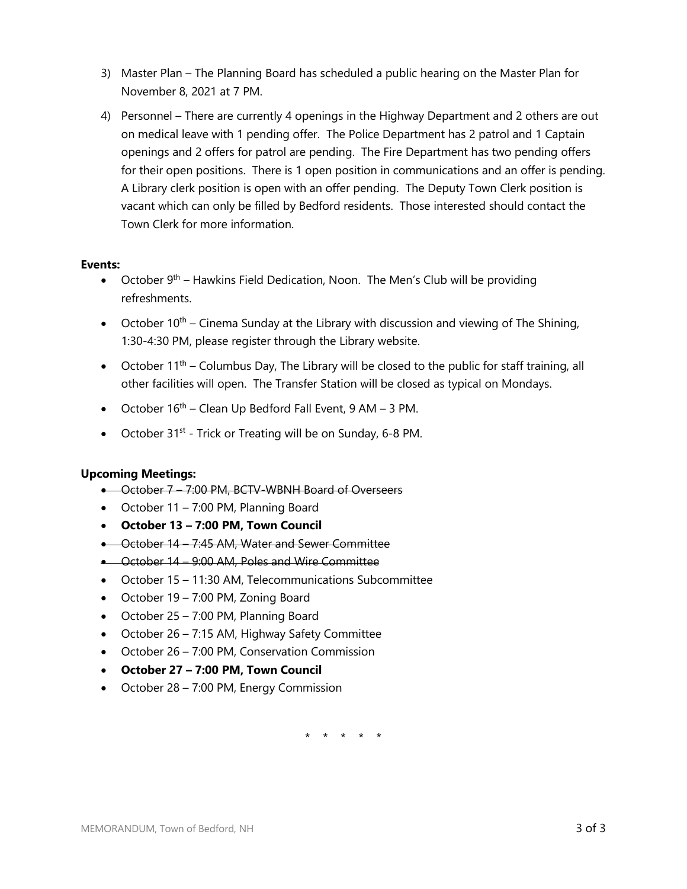3) Master Plan – The Planning Board has scheduled a public hearing on the Master Plan for November 8, 2021 at 7 PM.

4) Personnel – There are currently 4 openings in the Highway Department and 2 others are out on medical leave with 1 pending offer. The Police Department has 2 patrol and 1 Captain openings and 2 offers for patrol are pending. The Fire Department has two pending offers for their open positions. There is 1 open position in communications and an offer is pending. A Library clerk position is open with an offer pending. The Deputy Town Clerk position is vacant which can only be filled by Bedford residents. Those interested should contact the Town Clerk for more information.

**Events:**

- October 9th – Hawkins Field Dedication, Noon. The Men's Club will be providing refreshments.
- October 10th – Cinema Sunday at the Library with discussion and viewing of The Shining, 1:30-4:30 PM, please register through the Library website.
- October 11th – Columbus Day, The Library will be closed to the public for staff training, all other facilities will open. The Transfer Station will be closed as typical on Mondays.
- October 16th – Clean Up Bedford Fall Event, 9 AM – 3 PM.
- October 31st - Trick or Treating will be on Sunday, 6-8 PM.

**Upcoming Meetings:**

- ~~October 7 – 7:00 PM, BCTV-WBNH Board of Overseers~~
- October 11 – 7:00 PM, Planning Board
- **October 13 – 7:00 PM, Town Council**
- ~~October 14 – 7:45 AM, Water and Sewer Committee~~
- ~~October 14 – 9:00 AM, Poles and Wire Committee~~
- October 15 – 11:30 AM, Telecommunications Subcommittee
- October 19 – 7:00 PM, Zoning Board
- October 25 – 7:00 PM, Planning Board
- October 26 – 7:15 AM, Highway Safety Committee
- October 26 – 7:00 PM, Conservation Commission
- **October 27 – 7:00 PM, Town Council**
- October 28 – 7:00 PM, Energy Commission

\* \* \* \* \*